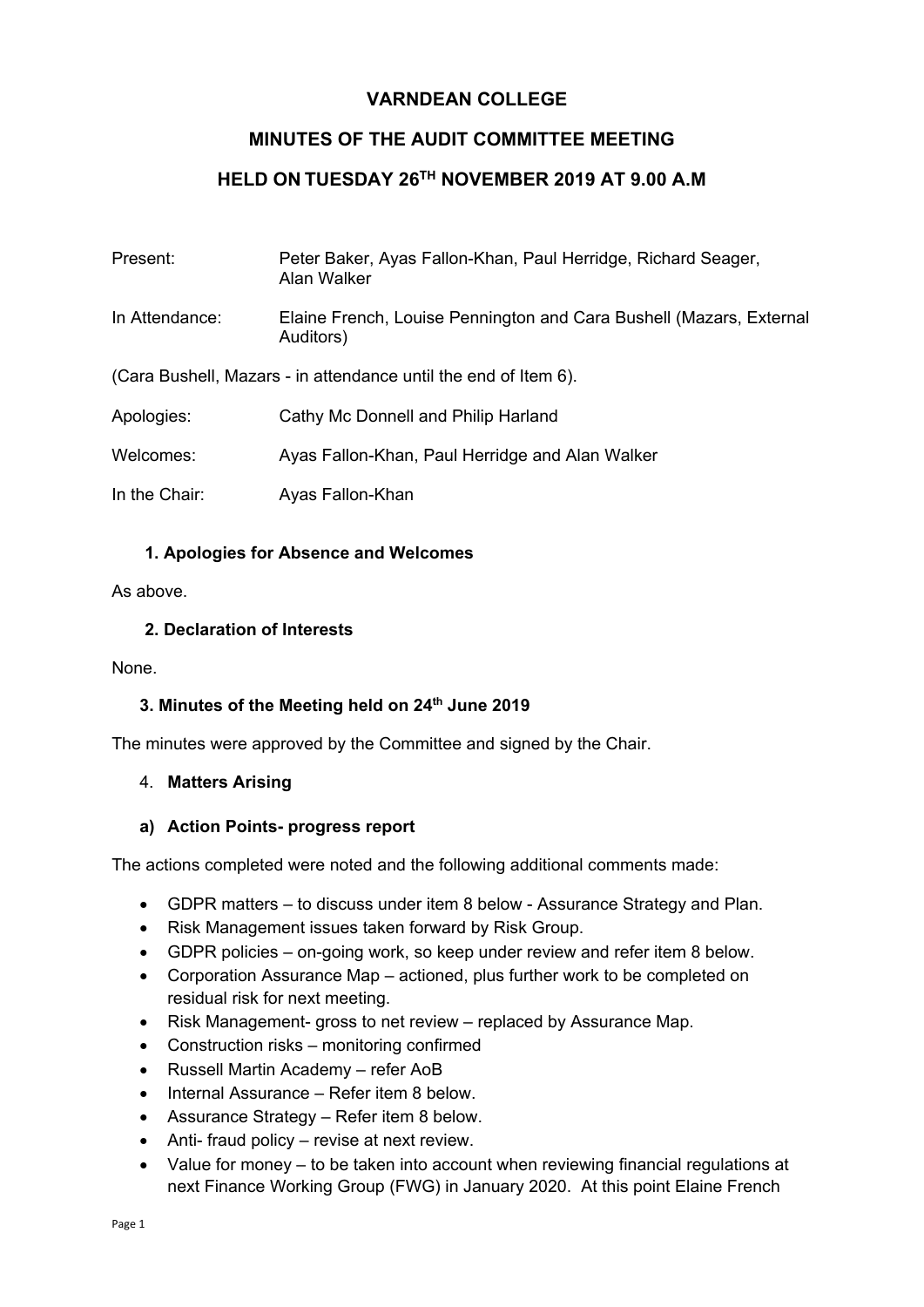# VARNDEAN COLLEGE

## MINUTES OF THE AUDIT COMMITTEE MEETING

## HELD ON TUESDAY 26TH NOVEMBER 2019 AT 9.00 A.M

| | |
|---|---|
| Present: | Peter Baker, Ayas Fallon-Khan, Paul Herridge, Richard Seager, Alan Walker |
| In Attendance: | Elaine French, Louise Pennington and Cara Bushell (Mazars, External Auditors) |

(Cara Bushell, Mazars - in attendance until the end of Item 6).

| | |
|---|---|
| Apologies: | Cathy Mc Donnell and Philip Harland |
| Welcomes: | Ayas Fallon-Khan, Paul Herridge and Alan Walker |
| In the Chair: | Ayas Fallon-Khan |

### 1. Apologies for Absence and Welcomes

As above.

### 2. Declaration of Interests

None.

### 3. Minutes of the Meeting held on 24th June 2019

The minutes were approved by the Committee and signed by the Chair.

### 4. Matters Arising

#### a) Action Points- progress report

The actions completed were noted and the following additional comments made:

- GDPR matters – to discuss under item 8 below - Assurance Strategy and Plan.
- Risk Management issues taken forward by Risk Group.
- GDPR policies – on-going work, so keep under review and refer item 8 below.
- Corporation Assurance Map – actioned, plus further work to be completed on residual risk for next meeting.
- Risk Management- gross to net review – replaced by Assurance Map.
- Construction risks – monitoring confirmed
- Russell Martin Academy – refer AoB
- Internal Assurance – Refer item 8 below.
- Assurance Strategy – Refer item 8 below.
- Anti- fraud policy – revise at next review.
- Value for money – to be taken into account when reviewing financial regulations at next Finance Working Group (FWG) in January 2020. At this point Elaine French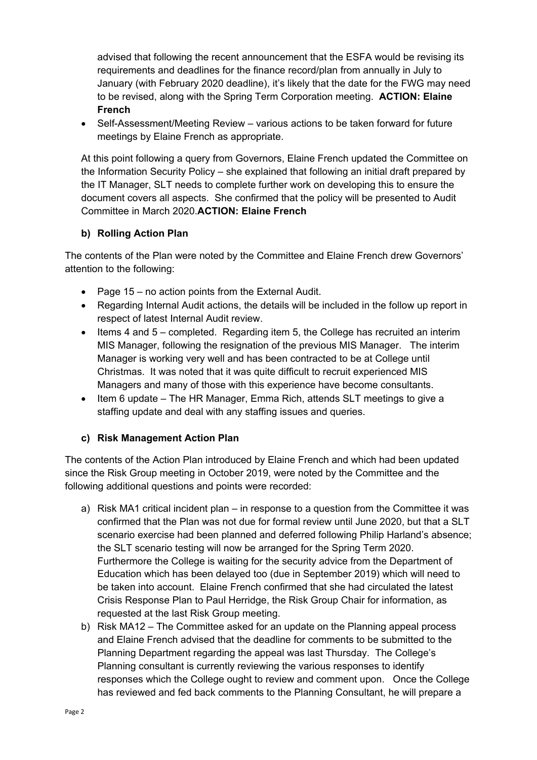advised that following the recent announcement that the ESFA would be revising its requirements and deadlines for the finance record/plan from annually in July to January (with February 2020 deadline), it's likely that the date for the FWG may need to be revised, along with the Spring Term Corporation meeting. **ACTION: Elaine French**

- Self-Assessment/Meeting Review – various actions to be taken forward for future meetings by Elaine French as appropriate.

At this point following a query from Governors, Elaine French updated the Committee on the Information Security Policy – she explained that following an initial draft prepared by the IT Manager, SLT needs to complete further work on developing this to ensure the document covers all aspects. She confirmed that the policy will be presented to Audit Committee in March 2020.**ACTION: Elaine French**

**b) Rolling Action Plan**

The contents of the Plan were noted by the Committee and Elaine French drew Governors' attention to the following:

- Page 15 – no action points from the External Audit.
- Regarding Internal Audit actions, the details will be included in the follow up report in respect of latest Internal Audit review.
- Items 4 and 5 – completed. Regarding item 5, the College has recruited an interim MIS Manager, following the resignation of the previous MIS Manager. The interim Manager is working very well and has been contracted to be at College until Christmas. It was noted that it was quite difficult to recruit experienced MIS Managers and many of those with this experience have become consultants.
- Item 6 update – The HR Manager, Emma Rich, attends SLT meetings to give a staffing update and deal with any staffing issues and queries.

**c) Risk Management Action Plan**

The contents of the Action Plan introduced by Elaine French and which had been updated since the Risk Group meeting in October 2019, were noted by the Committee and the following additional questions and points were recorded:

a) Risk MA1 critical incident plan – in response to a question from the Committee it was confirmed that the Plan was not due for formal review until June 2020, but that a SLT scenario exercise had been planned and deferred following Philip Harland's absence; the SLT scenario testing will now be arranged for the Spring Term 2020. Furthermore the College is waiting for the security advice from the Department of Education which has been delayed too (due in September 2019) which will need to be taken into account. Elaine French confirmed that she had circulated the latest Crisis Response Plan to Paul Herridge, the Risk Group Chair for information, as requested at the last Risk Group meeting.

b) Risk MA12 – The Committee asked for an update on the Planning appeal process and Elaine French advised that the deadline for comments to be submitted to the Planning Department regarding the appeal was last Thursday. The College's Planning consultant is currently reviewing the various responses to identify responses which the College ought to review and comment upon. Once the College has reviewed and fed back comments to the Planning Consultant, he will prepare a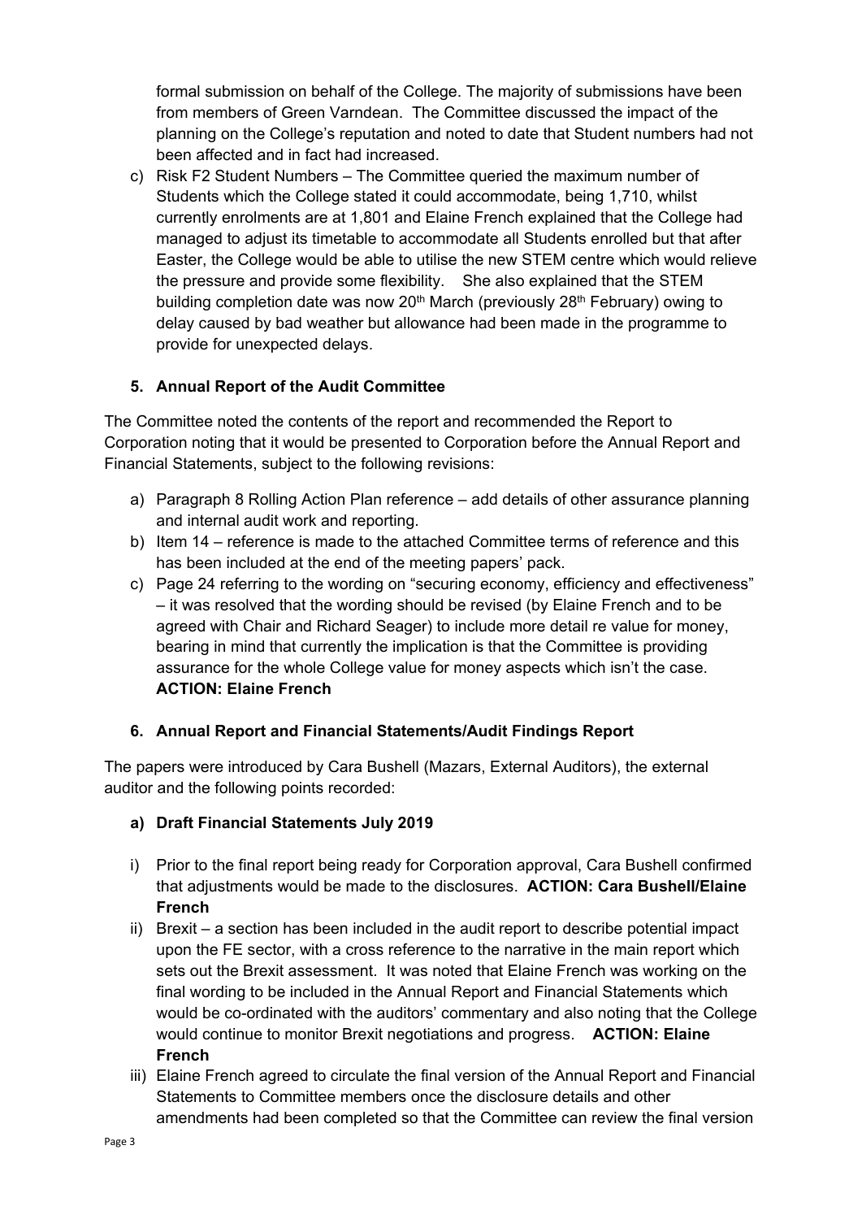formal submission on behalf of the College. The majority of submissions have been from members of Green Varndean. The Committee discussed the impact of the planning on the College's reputation and noted to date that Student numbers had not been affected and in fact had increased.

c) Risk F2 Student Numbers – The Committee queried the maximum number of Students which the College stated it could accommodate, being 1,710, whilst currently enrolments are at 1,801 and Elaine French explained that the College had managed to adjust its timetable to accommodate all Students enrolled but that after Easter, the College would be able to utilise the new STEM centre which would relieve the pressure and provide some flexibility. She also explained that the STEM building completion date was now 20th March (previously 28th February) owing to delay caused by bad weather but allowance had been made in the programme to provide for unexpected delays.

**5. Annual Report of the Audit Committee**

The Committee noted the contents of the report and recommended the Report to Corporation noting that it would be presented to Corporation before the Annual Report and Financial Statements, subject to the following revisions:

a) Paragraph 8 Rolling Action Plan reference – add details of other assurance planning and internal audit work and reporting.
b) Item 14 – reference is made to the attached Committee terms of reference and this has been included at the end of the meeting papers' pack.
c) Page 24 referring to the wording on "securing economy, efficiency and effectiveness" – it was resolved that the wording should be revised (by Elaine French and to be agreed with Chair and Richard Seager) to include more detail re value for money, bearing in mind that currently the implication is that the Committee is providing assurance for the whole College value for money aspects which isn't the case. **ACTION: Elaine French**

**6. Annual Report and Financial Statements/Audit Findings Report**

The papers were introduced by Cara Bushell (Mazars, External Auditors), the external auditor and the following points recorded:

**a) Draft Financial Statements July 2019**

i) Prior to the final report being ready for Corporation approval, Cara Bushell confirmed that adjustments would be made to the disclosures. **ACTION: Cara Bushell/Elaine French**
ii) Brexit – a section has been included in the audit report to describe potential impact upon the FE sector, with a cross reference to the narrative in the main report which sets out the Brexit assessment. It was noted that Elaine French was working on the final wording to be included in the Annual Report and Financial Statements which would be co-ordinated with the auditors' commentary and also noting that the College would continue to monitor Brexit negotiations and progress. **ACTION: Elaine French**
iii) Elaine French agreed to circulate the final version of the Annual Report and Financial Statements to Committee members once the disclosure details and other amendments had been completed so that the Committee can review the final version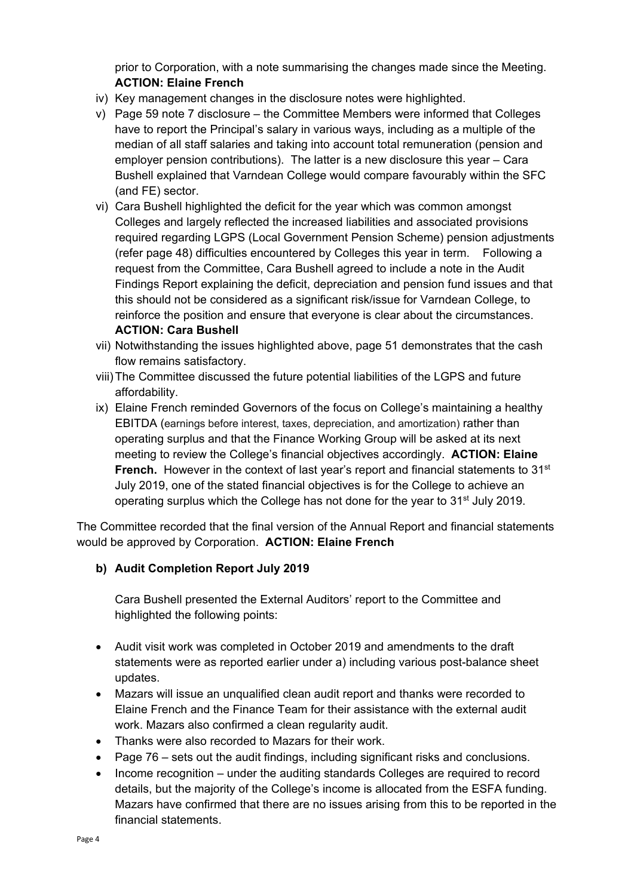prior to Corporation, with a note summarising the changes made since the Meeting. **ACTION: Elaine French**

iv) Key management changes in the disclosure notes were highlighted.

v) Page 59 note 7 disclosure – the Committee Members were informed that Colleges have to report the Principal's salary in various ways, including as a multiple of the median of all staff salaries and taking into account total remuneration (pension and employer pension contributions). The latter is a new disclosure this year – Cara Bushell explained that Varndean College would compare favourably within the SFC (and FE) sector.

vi) Cara Bushell highlighted the deficit for the year which was common amongst Colleges and largely reflected the increased liabilities and associated provisions required regarding LGPS (Local Government Pension Scheme) pension adjustments (refer page 48) difficulties encountered by Colleges this year in term. Following a request from the Committee, Cara Bushell agreed to include a note in the Audit Findings Report explaining the deficit, depreciation and pension fund issues and that this should not be considered as a significant risk/issue for Varndean College, to reinforce the position and ensure that everyone is clear about the circumstances. **ACTION: Cara Bushell**

vii) Notwithstanding the issues highlighted above, page 51 demonstrates that the cash flow remains satisfactory.

viii) The Committee discussed the future potential liabilities of the LGPS and future affordability.

ix) Elaine French reminded Governors of the focus on College's maintaining a healthy EBITDA (earnings before interest, taxes, depreciation, and amortization) rather than operating surplus and that the Finance Working Group will be asked at its next meeting to review the College's financial objectives accordingly. **ACTION: Elaine French.** However in the context of last year's report and financial statements to 31st July 2019, one of the stated financial objectives is for the College to achieve an operating surplus which the College has not done for the year to 31st July 2019.

The Committee recorded that the final version of the Annual Report and financial statements would be approved by Corporation. **ACTION: Elaine French**

**b) Audit Completion Report July 2019**

Cara Bushell presented the External Auditors' report to the Committee and highlighted the following points:

- Audit visit work was completed in October 2019 and amendments to the draft statements were as reported earlier under a) including various post-balance sheet updates.
- Mazars will issue an unqualified clean audit report and thanks were recorded to Elaine French and the Finance Team for their assistance with the external audit work. Mazars also confirmed a clean regularity audit.
- Thanks were also recorded to Mazars for their work.
- Page 76 – sets out the audit findings, including significant risks and conclusions.
- Income recognition – under the auditing standards Colleges are required to record details, but the majority of the College's income is allocated from the ESFA funding. Mazars have confirmed that there are no issues arising from this to be reported in the financial statements.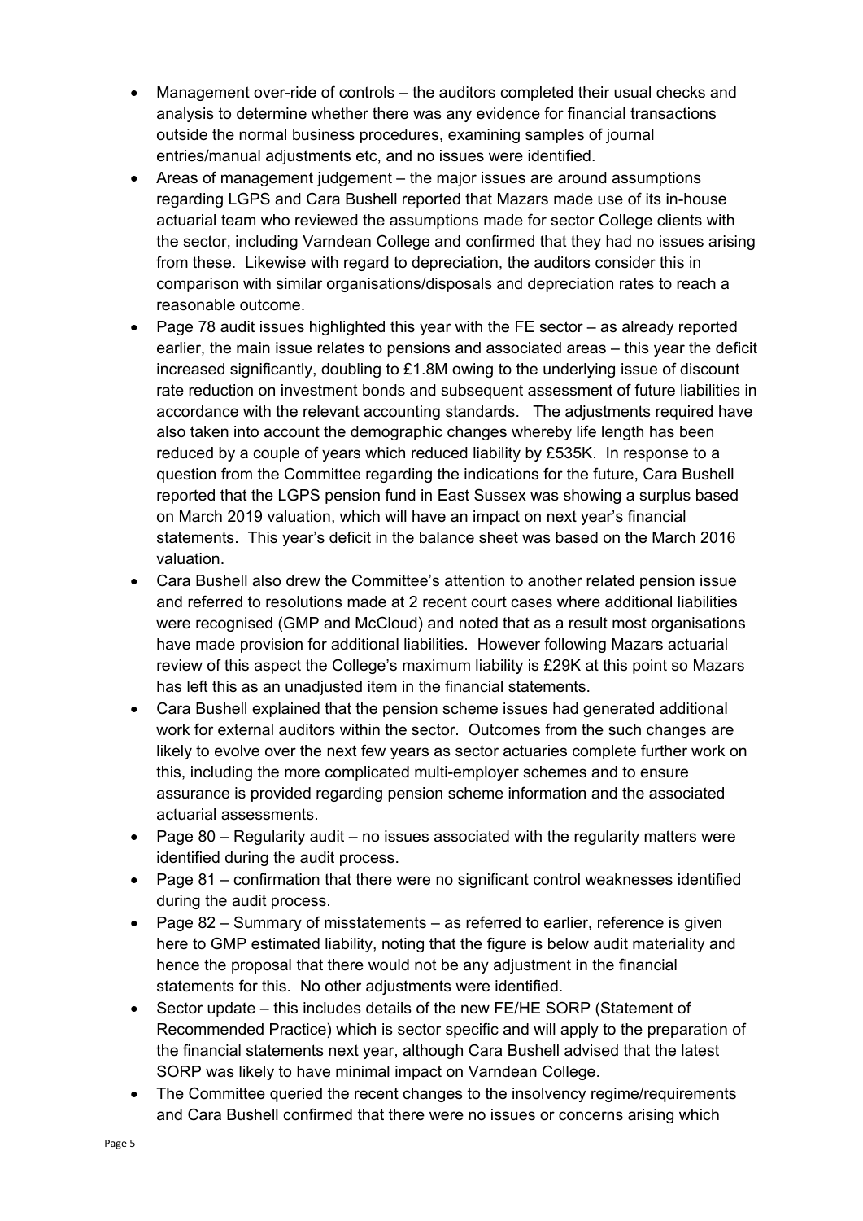- Management over-ride of controls – the auditors completed their usual checks and analysis to determine whether there was any evidence for financial transactions outside the normal business procedures, examining samples of journal entries/manual adjustments etc, and no issues were identified.
- Areas of management judgement – the major issues are around assumptions regarding LGPS and Cara Bushell reported that Mazars made use of its in-house actuarial team who reviewed the assumptions made for sector College clients with the sector, including Varndean College and confirmed that they had no issues arising from these. Likewise with regard to depreciation, the auditors consider this in comparison with similar organisations/disposals and depreciation rates to reach a reasonable outcome.
- Page 78 audit issues highlighted this year with the FE sector – as already reported earlier, the main issue relates to pensions and associated areas – this year the deficit increased significantly, doubling to £1.8M owing to the underlying issue of discount rate reduction on investment bonds and subsequent assessment of future liabilities in accordance with the relevant accounting standards. The adjustments required have also taken into account the demographic changes whereby life length has been reduced by a couple of years which reduced liability by £535K. In response to a question from the Committee regarding the indications for the future, Cara Bushell reported that the LGPS pension fund in East Sussex was showing a surplus based on March 2019 valuation, which will have an impact on next year's financial statements. This year's deficit in the balance sheet was based on the March 2016 valuation.
- Cara Bushell also drew the Committee's attention to another related pension issue and referred to resolutions made at 2 recent court cases where additional liabilities were recognised (GMP and McCloud) and noted that as a result most organisations have made provision for additional liabilities. However following Mazars actuarial review of this aspect the College's maximum liability is £29K at this point so Mazars has left this as an unadjusted item in the financial statements.
- Cara Bushell explained that the pension scheme issues had generated additional work for external auditors within the sector. Outcomes from the such changes are likely to evolve over the next few years as sector actuaries complete further work on this, including the more complicated multi-employer schemes and to ensure assurance is provided regarding pension scheme information and the associated actuarial assessments.
- Page 80 – Regularity audit – no issues associated with the regularity matters were identified during the audit process.
- Page 81 – confirmation that there were no significant control weaknesses identified during the audit process.
- Page 82 – Summary of misstatements – as referred to earlier, reference is given here to GMP estimated liability, noting that the figure is below audit materiality and hence the proposal that there would not be any adjustment in the financial statements for this. No other adjustments were identified.
- Sector update – this includes details of the new FE/HE SORP (Statement of Recommended Practice) which is sector specific and will apply to the preparation of the financial statements next year, although Cara Bushell advised that the latest SORP was likely to have minimal impact on Varndean College.
- The Committee queried the recent changes to the insolvency regime/requirements and Cara Bushell confirmed that there were no issues or concerns arising which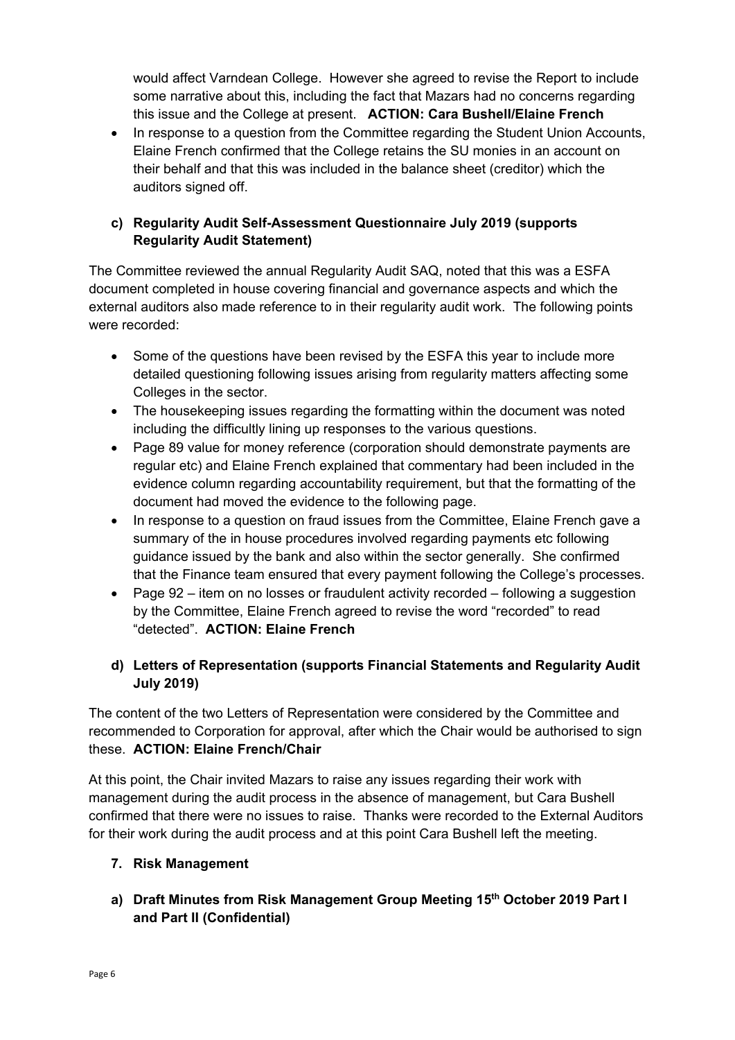would affect Varndean College. However she agreed to revise the Report to include some narrative about this, including the fact that Mazars had no concerns regarding this issue and the College at present. **ACTION: Cara Bushell/Elaine French**

- In response to a question from the Committee regarding the Student Union Accounts, Elaine French confirmed that the College retains the SU monies in an account on their behalf and that this was included in the balance sheet (creditor) which the auditors signed off.

**c) Regularity Audit Self-Assessment Questionnaire July 2019 (supports Regularity Audit Statement)**

The Committee reviewed the annual Regularity Audit SAQ, noted that this was a ESFA document completed in house covering financial and governance aspects and which the external auditors also made reference to in their regularity audit work. The following points were recorded:

- Some of the questions have been revised by the ESFA this year to include more detailed questioning following issues arising from regularity matters affecting some Colleges in the sector.
- The housekeeping issues regarding the formatting within the document was noted including the difficultly lining up responses to the various questions.
- Page 89 value for money reference (corporation should demonstrate payments are regular etc) and Elaine French explained that commentary had been included in the evidence column regarding accountability requirement, but that the formatting of the document had moved the evidence to the following page.
- In response to a question on fraud issues from the Committee, Elaine French gave a summary of the in house procedures involved regarding payments etc following guidance issued by the bank and also within the sector generally. She confirmed that the Finance team ensured that every payment following the College's processes.
- Page 92 – item on no losses or fraudulent activity recorded – following a suggestion by the Committee, Elaine French agreed to revise the word "recorded" to read "detected". **ACTION: Elaine French**

**d) Letters of Representation (supports Financial Statements and Regularity Audit July 2019)**

The content of the two Letters of Representation were considered by the Committee and recommended to Corporation for approval, after which the Chair would be authorised to sign these. **ACTION: Elaine French/Chair**

At this point, the Chair invited Mazars to raise any issues regarding their work with management during the audit process in the absence of management, but Cara Bushell confirmed that there were no issues to raise. Thanks were recorded to the External Auditors for their work during the audit process and at this point Cara Bushell left the meeting.

**7. Risk Management**

**a) Draft Minutes from Risk Management Group Meeting 15th October 2019 Part I and Part II (Confidential)**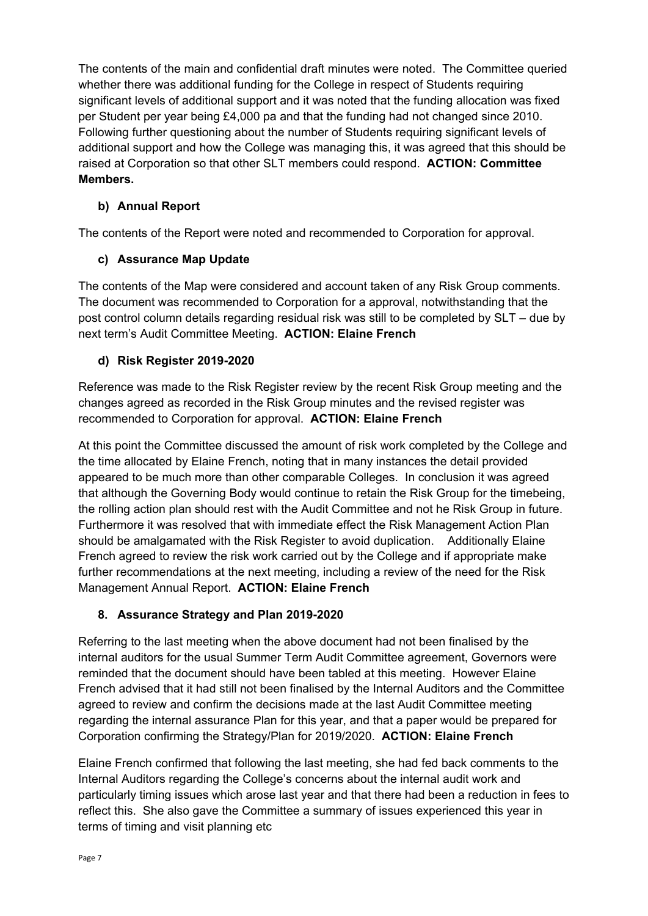The contents of the main and confidential draft minutes were noted. The Committee queried whether there was additional funding for the College in respect of Students requiring significant levels of additional support and it was noted that the funding allocation was fixed per Student per year being £4,000 pa and that the funding had not changed since 2010. Following further questioning about the number of Students requiring significant levels of additional support and how the College was managing this, it was agreed that this should be raised at Corporation so that other SLT members could respond. **ACTION: Committee Members.**

**b) Annual Report**

The contents of the Report were noted and recommended to Corporation for approval.

**c) Assurance Map Update**

The contents of the Map were considered and account taken of any Risk Group comments. The document was recommended to Corporation for a approval, notwithstanding that the post control column details regarding residual risk was still to be completed by SLT – due by next term's Audit Committee Meeting. **ACTION: Elaine French**

**d) Risk Register 2019-2020**

Reference was made to the Risk Register review by the recent Risk Group meeting and the changes agreed as recorded in the Risk Group minutes and the revised register was recommended to Corporation for approval. **ACTION: Elaine French**

At this point the Committee discussed the amount of risk work completed by the College and the time allocated by Elaine French, noting that in many instances the detail provided appeared to be much more than other comparable Colleges. In conclusion it was agreed that although the Governing Body would continue to retain the Risk Group for the timebeing, the rolling action plan should rest with the Audit Committee and not he Risk Group in future. Furthermore it was resolved that with immediate effect the Risk Management Action Plan should be amalgamated with the Risk Register to avoid duplication. Additionally Elaine French agreed to review the risk work carried out by the College and if appropriate make further recommendations at the next meeting, including a review of the need for the Risk Management Annual Report. **ACTION: Elaine French**

**8. Assurance Strategy and Plan 2019-2020**

Referring to the last meeting when the above document had not been finalised by the internal auditors for the usual Summer Term Audit Committee agreement, Governors were reminded that the document should have been tabled at this meeting. However Elaine French advised that it had still not been finalised by the Internal Auditors and the Committee agreed to review and confirm the decisions made at the last Audit Committee meeting regarding the internal assurance Plan for this year, and that a paper would be prepared for Corporation confirming the Strategy/Plan for 2019/2020. **ACTION: Elaine French**

Elaine French confirmed that following the last meeting, she had fed back comments to the Internal Auditors regarding the College's concerns about the internal audit work and particularly timing issues which arose last year and that there had been a reduction in fees to reflect this. She also gave the Committee a summary of issues experienced this year in terms of timing and visit planning etc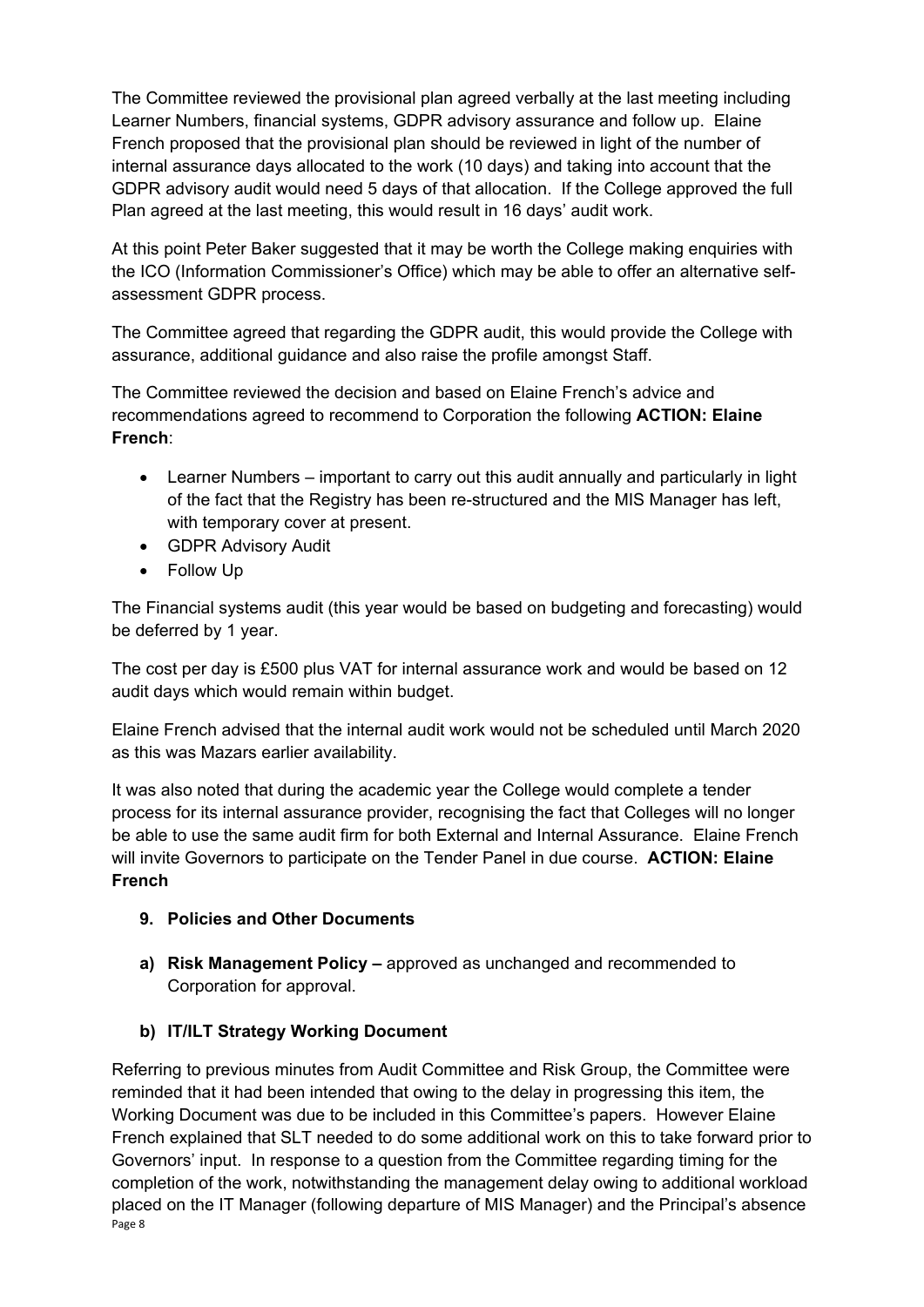The Committee reviewed the provisional plan agreed verbally at the last meeting including Learner Numbers, financial systems, GDPR advisory assurance and follow up. Elaine French proposed that the provisional plan should be reviewed in light of the number of internal assurance days allocated to the work (10 days) and taking into account that the GDPR advisory audit would need 5 days of that allocation. If the College approved the full Plan agreed at the last meeting, this would result in 16 days' audit work.

At this point Peter Baker suggested that it may be worth the College making enquiries with the ICO (Information Commissioner's Office) which may be able to offer an alternative self-assessment GDPR process.

The Committee agreed that regarding the GDPR audit, this would provide the College with assurance, additional guidance and also raise the profile amongst Staff.

The Committee reviewed the decision and based on Elaine French's advice and recommendations agreed to recommend to Corporation the following **ACTION: Elaine French**:

- Learner Numbers – important to carry out this audit annually and particularly in light of the fact that the Registry has been re-structured and the MIS Manager has left, with temporary cover at present.
- GDPR Advisory Audit
- Follow Up

The Financial systems audit (this year would be based on budgeting and forecasting) would be deferred by 1 year.

The cost per day is £500 plus VAT for internal assurance work and would be based on 12 audit days which would remain within budget.

Elaine French advised that the internal audit work would not be scheduled until March 2020 as this was Mazars earlier availability.

It was also noted that during the academic year the College would complete a tender process for its internal assurance provider, recognising the fact that Colleges will no longer be able to use the same audit firm for both External and Internal Assurance. Elaine French will invite Governors to participate on the Tender Panel in due course. **ACTION: Elaine French**

**9. Policies and Other Documents**

**a) Risk Management Policy –** approved as unchanged and recommended to Corporation for approval.

**b) IT/ILT Strategy Working Document**

Referring to previous minutes from Audit Committee and Risk Group, the Committee were reminded that it had been intended that owing to the delay in progressing this item, the Working Document was due to be included in this Committee's papers. However Elaine French explained that SLT needed to do some additional work on this to take forward prior to Governors' input. In response to a question from the Committee regarding timing for the completion of the work, notwithstanding the management delay owing to additional workload placed on the IT Manager (following departure of MIS Manager) and the Principal's absence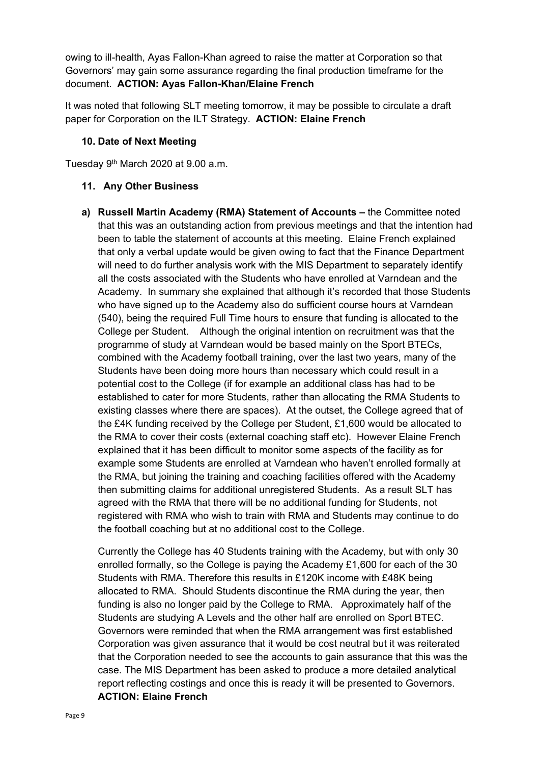owing to ill-health, Ayas Fallon-Khan agreed to raise the matter at Corporation so that Governors' may gain some assurance regarding the final production timeframe for the document. **ACTION: Ayas Fallon-Khan/Elaine French**

It was noted that following SLT meeting tomorrow, it may be possible to circulate a draft paper for Corporation on the ILT Strategy. **ACTION: Elaine French**

**10. Date of Next Meeting**

Tuesday 9th March 2020 at 9.00 a.m.

**11. Any Other Business**

**a) Russell Martin Academy (RMA) Statement of Accounts –** the Committee noted that this was an outstanding action from previous meetings and that the intention had been to table the statement of accounts at this meeting. Elaine French explained that only a verbal update would be given owing to fact that the Finance Department will need to do further analysis work with the MIS Department to separately identify all the costs associated with the Students who have enrolled at Varndean and the Academy. In summary she explained that although it's recorded that those Students who have signed up to the Academy also do sufficient course hours at Varndean (540), being the required Full Time hours to ensure that funding is allocated to the College per Student. Although the original intention on recruitment was that the programme of study at Varndean would be based mainly on the Sport BTECs, combined with the Academy football training, over the last two years, many of the Students have been doing more hours than necessary which could result in a potential cost to the College (if for example an additional class has had to be established to cater for more Students, rather than allocating the RMA Students to existing classes where there are spaces). At the outset, the College agreed that of the £4K funding received by the College per Student, £1,600 would be allocated to the RMA to cover their costs (external coaching staff etc). However Elaine French explained that it has been difficult to monitor some aspects of the facility as for example some Students are enrolled at Varndean who haven't enrolled formally at the RMA, but joining the training and coaching facilities offered with the Academy then submitting claims for additional unregistered Students. As a result SLT has agreed with the RMA that there will be no additional funding for Students, not registered with RMA who wish to train with RMA and Students may continue to do the football coaching but at no additional cost to the College.

Currently the College has 40 Students training with the Academy, but with only 30 enrolled formally, so the College is paying the Academy £1,600 for each of the 30 Students with RMA. Therefore this results in £120K income with £48K being allocated to RMA. Should Students discontinue the RMA during the year, then funding is also no longer paid by the College to RMA. Approximately half of the Students are studying A Levels and the other half are enrolled on Sport BTEC. Governors were reminded that when the RMA arrangement was first established Corporation was given assurance that it would be cost neutral but it was reiterated that the Corporation needed to see the accounts to gain assurance that this was the case. The MIS Department has been asked to produce a more detailed analytical report reflecting costings and once this is ready it will be presented to Governors. **ACTION: Elaine French**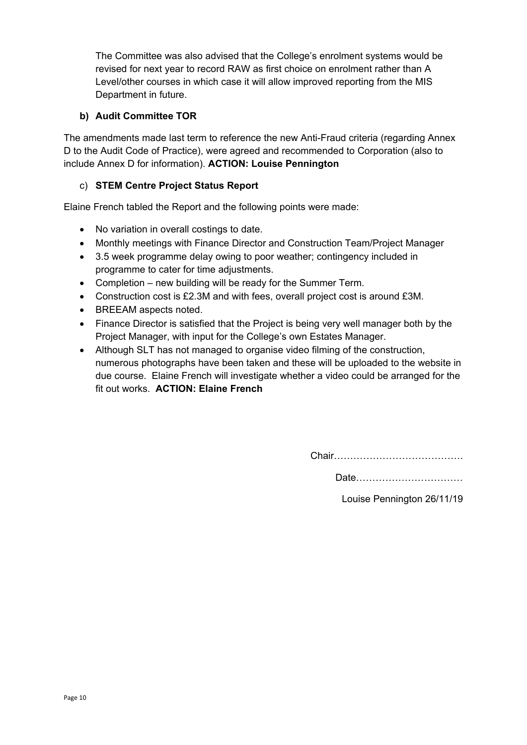The Committee was also advised that the College's enrolment systems would be revised for next year to record RAW as first choice on enrolment rather than A Level/other courses in which case it will allow improved reporting from the MIS Department in future.

**b) Audit Committee TOR**

The amendments made last term to reference the new Anti-Fraud criteria (regarding Annex D to the Audit Code of Practice), were agreed and recommended to Corporation (also to include Annex D for information). **ACTION: Louise Pennington**

c) **STEM Centre Project Status Report**

Elaine French tabled the Report and the following points were made:

- No variation in overall costings to date.
- Monthly meetings with Finance Director and Construction Team/Project Manager
- 3.5 week programme delay owing to poor weather; contingency included in programme to cater for time adjustments.
- Completion – new building will be ready for the Summer Term.
- Construction cost is £2.3M and with fees, overall project cost is around £3M.
- BREEAM aspects noted.
- Finance Director is satisfied that the Project is being very well manager both by the Project Manager, with input for the College's own Estates Manager.
- Although SLT has not managed to organise video filming of the construction, numerous photographs have been taken and these will be uploaded to the website in due course. Elaine French will investigate whether a video could be arranged for the fit out works. **ACTION: Elaine French**

Chair…………………………………

Date……………………………

Louise Pennington 26/11/19